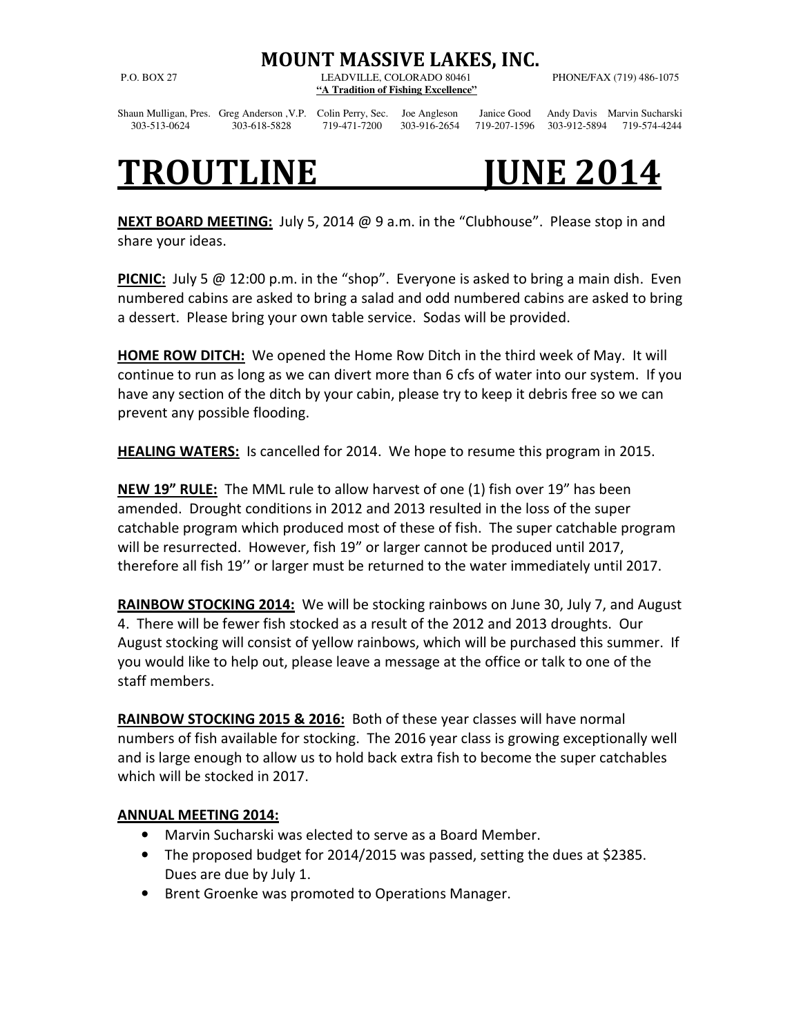# MOUNT MASSIVE LAKES, INC.

P.O. BOX 27 | LEADVILLE, COLORADO 80461 | PHONE/FAX (719) 486-1075

**"A Tradition of Fishing Excellence"**

| Shaun Mulligan, Pres. | Greg Anderson ,V.P. | Colin Perry, Sec. | Joe Angleson | Janice Good | Andy Davis | Marvin Sucharski |
|---|---|---|---|---|---|---|
| 303-513-0624 | 303-618-5828 | 719-471-7200 | 303-916-2654 | 719-207-1596 | 303-912-5894 | 719-574-4244 |

# TROUTLINE JUNE 2014

**NEXT BOARD MEETING:** July 5, 2014 @ 9 a.m. in the "Clubhouse". Please stop in and share your ideas.

**PICNIC:** July 5 @ 12:00 p.m. in the "shop". Everyone is asked to bring a main dish. Even numbered cabins are asked to bring a salad and odd numbered cabins are asked to bring a dessert. Please bring your own table service. Sodas will be provided.

**HOME ROW DITCH:** We opened the Home Row Ditch in the third week of May. It will continue to run as long as we can divert more than 6 cfs of water into our system. If you have any section of the ditch by your cabin, please try to keep it debris free so we can prevent any possible flooding.

**HEALING WATERS:** Is cancelled for 2014. We hope to resume this program in 2015.

**NEW 19" RULE:** The MML rule to allow harvest of one (1) fish over 19" has been amended. Drought conditions in 2012 and 2013 resulted in the loss of the super catchable program which produced most of these of fish. The super catchable program will be resurrected. However, fish 19" or larger cannot be produced until 2017, therefore all fish 19'' or larger must be returned to the water immediately until 2017.

**RAINBOW STOCKING 2014:** We will be stocking rainbows on June 30, July 7, and August 4. There will be fewer fish stocked as a result of the 2012 and 2013 droughts. Our August stocking will consist of yellow rainbows, which will be purchased this summer. If you would like to help out, please leave a message at the office or talk to one of the staff members.

**RAINBOW STOCKING 2015 & 2016:** Both of these year classes will have normal numbers of fish available for stocking. The 2016 year class is growing exceptionally well and is large enough to allow us to hold back extra fish to become the super catchables which will be stocked in 2017.

**ANNUAL MEETING 2014:**

- Marvin Sucharski was elected to serve as a Board Member.
- The proposed budget for 2014/2015 was passed, setting the dues at $2385. Dues are due by July 1.
- Brent Groenke was promoted to Operations Manager.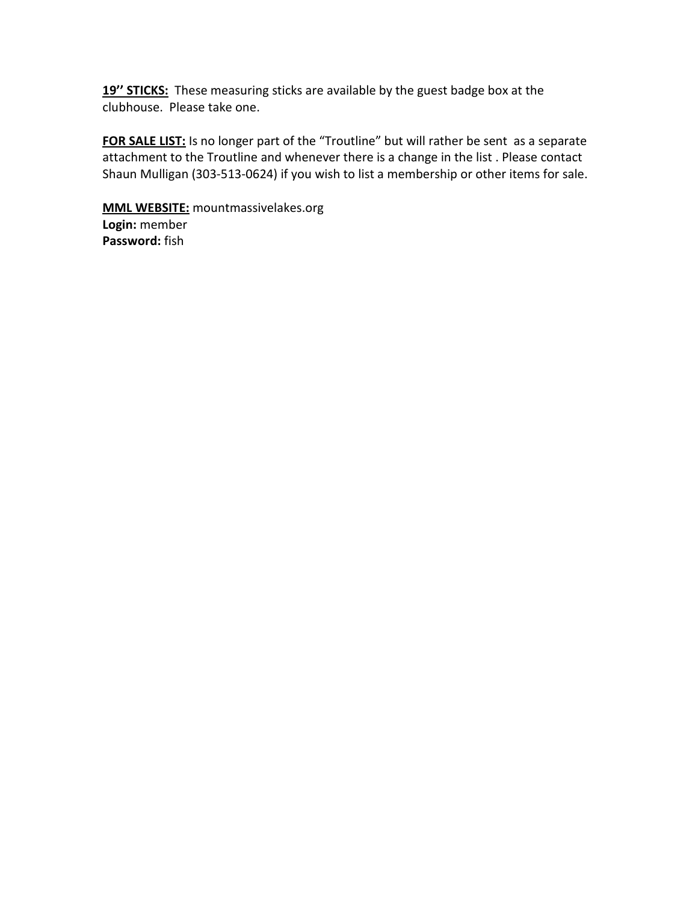**<u>19'' STICKS:</u>** These measuring sticks are available by the guest badge box at the clubhouse. Please take one.

**<u>FOR SALE LIST:</u>** Is no longer part of the "Troutline" but will rather be sent as a separate attachment to the Troutline and whenever there is a change in the list . Please contact Shaun Mulligan (303-513-0624) if you wish to list a membership or other items for sale.

**<u>MML WEBSITE:</u>** mountmassivelakes.org
**Login:** member
**Password:** fish